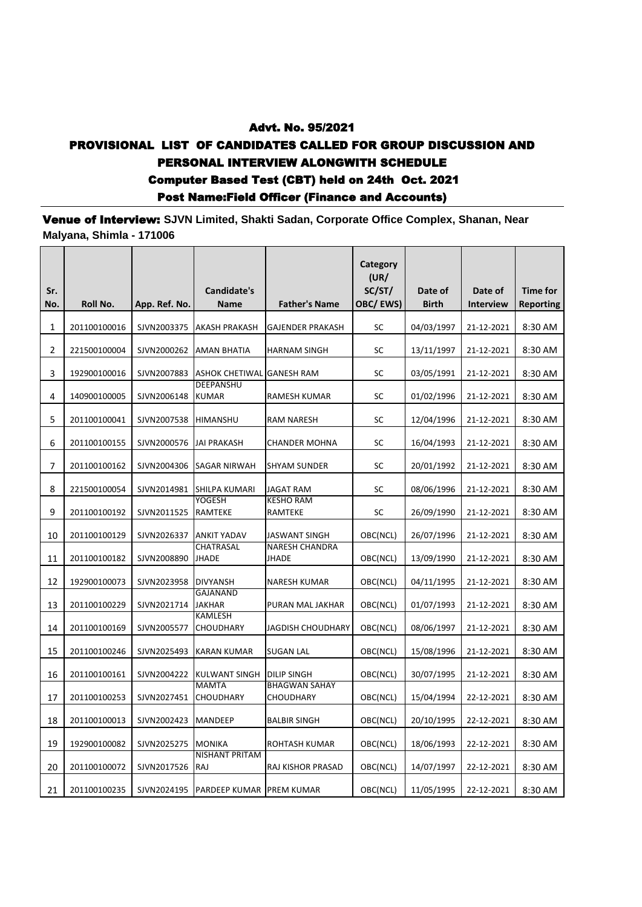# Advt. No. 95/2021

## PROVISIONAL LIST OF CANDIDATES CALLED FOR GROUP DISCUSSION AND PERSONAL INTERVIEW ALONGWITH SCHEDULE

### Computer Based Test (CBT) held on 24th Oct. 2021

### Post Name:Field Officer (Finance and Accounts)

**Venue of Interview:** **SJVN Limited, Shakti Sadan, Corporate Office Complex, Shanan, Near Malyana, Shimla - 171006**

| Sr. No. | Roll No. | App. Ref. No. | Candidate's Name | Father's Name | Category (UR/ SC/ST/ OBC/ EWS) | Date of Birth | Date of Interview | Time for Reporting |
|---|---|---|---|---|---|---|---|---|
| 1 | 201100100016 | SJVN2003375 | AKASH PRAKASH | GAJENDER PRAKASH | SC | 04/03/1997 | 21-12-2021 | 8:30 AM |
| 2 | 221500100004 | SJVN2000262 | AMAN BHATIA | HARNAM SINGH | SC | 13/11/1997 | 21-12-2021 | 8:30 AM |
| 3 | 192900100016 | SJVN2007883 | ASHOK CHETIWAL | GANESH RAM | SC | 03/05/1991 | 21-12-2021 | 8:30 AM |
| 4 | 140900100005 | SJVN2006148 | DEEPANSHU KUMAR | RAMESH KUMAR | SC | 01/02/1996 | 21-12-2021 | 8:30 AM |
| 5 | 201100100041 | SJVN2007538 | HIMANSHU | RAM NARESH | SC | 12/04/1996 | 21-12-2021 | 8:30 AM |
| 6 | 201100100155 | SJVN2000576 | JAI PRAKASH | CHANDER MOHNA | SC | 16/04/1993 | 21-12-2021 | 8:30 AM |
| 7 | 201100100162 | SJVN2004306 | SAGAR NIRWAH | SHYAM SUNDER | SC | 20/01/1992 | 21-12-2021 | 8:30 AM |
| 8 | 221500100054 | SJVN2014981 | SHILPA KUMARI | JAGAT RAM | SC | 08/06/1996 | 21-12-2021 | 8:30 AM |
| 9 | 201100100192 | SJVN2011525 | YOGESH RAMTEKE | KESHO RAM RAMTEKE | SC | 26/09/1990 | 21-12-2021 | 8:30 AM |
| 10 | 201100100129 | SJVN2026337 | ANKIT YADAV | JASWANT SINGH | OBC(NCL) | 26/07/1996 | 21-12-2021 | 8:30 AM |
| 11 | 201100100182 | SJVN2008890 | CHATRASAL JHADE | NARESH CHANDRA JHADE | OBC(NCL) | 13/09/1990 | 21-12-2021 | 8:30 AM |
| 12 | 192900100073 | SJVN2023958 | DIVYANSH | NARESH KUMAR | OBC(NCL) | 04/11/1995 | 21-12-2021 | 8:30 AM |
| 13 | 201100100229 | SJVN2021714 | GAJANAND JAKHAR | PURAN MAL JAKHAR | OBC(NCL) | 01/07/1993 | 21-12-2021 | 8:30 AM |
| 14 | 201100100169 | SJVN2005577 | KAMLESH CHOUDHARY | JAGDISH CHOUDHARY | OBC(NCL) | 08/06/1997 | 21-12-2021 | 8:30 AM |
| 15 | 201100100246 | SJVN2025493 | KARAN KUMAR | SUGAN LAL | OBC(NCL) | 15/08/1996 | 21-12-2021 | 8:30 AM |
| 16 | 201100100161 | SJVN2004222 | KULWANT SINGH | DILIP SINGH | OBC(NCL) | 30/07/1995 | 21-12-2021 | 8:30 AM |
| 17 | 201100100253 | SJVN2027451 | MAMTA CHOUDHARY | BHAGWAN SAHAY CHOUDHARY | OBC(NCL) | 15/04/1994 | 22-12-2021 | 8:30 AM |
| 18 | 201100100013 | SJVN2002423 | MANDEEP | BALBIR SINGH | OBC(NCL) | 20/10/1995 | 22-12-2021 | 8:30 AM |
| 19 | 192900100082 | SJVN2025275 | MONIKA | ROHTASH KUMAR | OBC(NCL) | 18/06/1993 | 22-12-2021 | 8:30 AM |
| 20 | 201100100072 | SJVN2017526 | NISHANT PRITAM RAJ | RAJ KISHOR PRASAD | OBC(NCL) | 14/07/1997 | 22-12-2021 | 8:30 AM |
| 21 | 201100100235 | SJVN2024195 | PARDEEP KUMAR | PREM KUMAR | OBC(NCL) | 11/05/1995 | 22-12-2021 | 8:30 AM |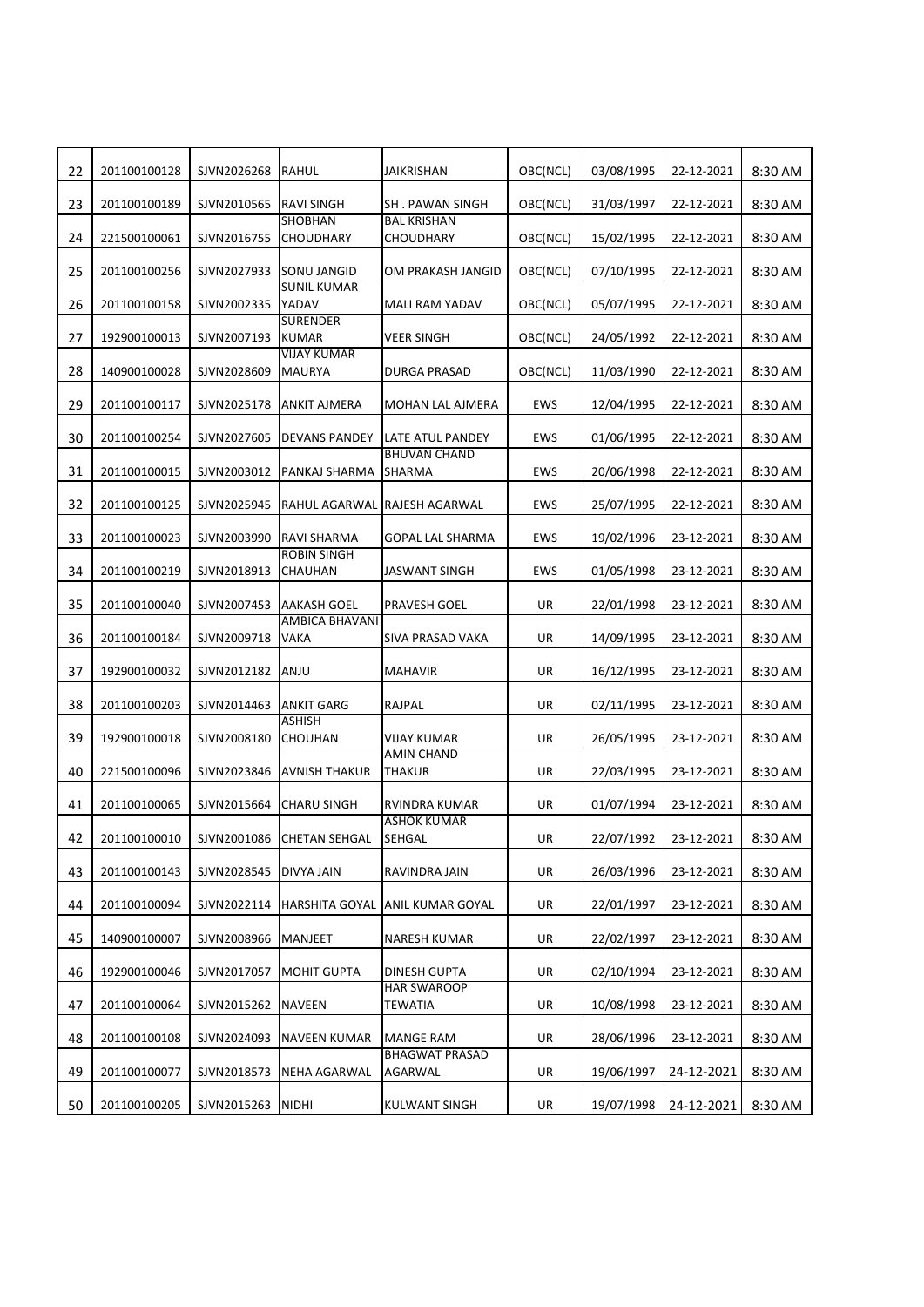| 22 | 201100100128 | SJVN2026268 | RAHUL | JAIKRISHAN | OBC(NCL) | 03/08/1995 | 22-12-2021 | 8:30 AM |
|---|---|---|---|---|---|---|---|---|
| 23 | 201100100189 | SJVN2010565 | RAVI SINGH | SH . PAWAN SINGH | OBC(NCL) | 31/03/1997 | 22-12-2021 | 8:30 AM |
| 24 | 221500100061 | SJVN2016755 | SHOBHAN CHOUDHARY | BAL KRISHAN CHOUDHARY | OBC(NCL) | 15/02/1995 | 22-12-2021 | 8:30 AM |
| 25 | 201100100256 | SJVN2027933 | SONU JANGID | OM PRAKASH JANGID | OBC(NCL) | 07/10/1995 | 22-12-2021 | 8:30 AM |
| 26 | 201100100158 | SJVN2002335 | SUNIL KUMAR YADAV | MALI RAM YADAV | OBC(NCL) | 05/07/1995 | 22-12-2021 | 8:30 AM |
| 27 | 192900100013 | SJVN2007193 | SURENDER KUMAR | VEER SINGH | OBC(NCL) | 24/05/1992 | 22-12-2021 | 8:30 AM |
| 28 | 140900100028 | SJVN2028609 | VIJAY KUMAR MAURYA | DURGA PRASAD | OBC(NCL) | 11/03/1990 | 22-12-2021 | 8:30 AM |
| 29 | 201100100117 | SJVN2025178 | ANKIT AJMERA | MOHAN LAL AJMERA | EWS | 12/04/1995 | 22-12-2021 | 8:30 AM |
| 30 | 201100100254 | SJVN2027605 | DEVANS PANDEY | LATE ATUL PANDEY | EWS | 01/06/1995 | 22-12-2021 | 8:30 AM |
| 31 | 201100100015 | SJVN2003012 | PANKAJ SHARMA | BHUVAN CHAND SHARMA | EWS | 20/06/1998 | 22-12-2021 | 8:30 AM |
| 32 | 201100100125 | SJVN2025945 | RAHUL AGARWAL | RAJESH AGARWAL | EWS | 25/07/1995 | 22-12-2021 | 8:30 AM |
| 33 | 201100100023 | SJVN2003990 | RAVI SHARMA | GOPAL LAL SHARMA | EWS | 19/02/1996 | 23-12-2021 | 8:30 AM |
| 34 | 201100100219 | SJVN2018913 | ROBIN SINGH CHAUHAN | JASWANT SINGH | EWS | 01/05/1998 | 23-12-2021 | 8:30 AM |
| 35 | 201100100040 | SJVN2007453 | AAKASH GOEL | PRAVESH GOEL | UR | 22/01/1998 | 23-12-2021 | 8:30 AM |
| 36 | 201100100184 | SJVN2009718 | AMBICA BHAVANI VAKA | SIVA PRASAD VAKA | UR | 14/09/1995 | 23-12-2021 | 8:30 AM |
| 37 | 192900100032 | SJVN2012182 | ANJU | MAHAVIR | UR | 16/12/1995 | 23-12-2021 | 8:30 AM |
| 38 | 201100100203 | SJVN2014463 | ANKIT GARG | RAJPAL | UR | 02/11/1995 | 23-12-2021 | 8:30 AM |
| 39 | 192900100018 | SJVN2008180 | ASHISH CHOUHAN | VIJAY KUMAR | UR | 26/05/1995 | 23-12-2021 | 8:30 AM |
| 40 | 221500100096 | SJVN2023846 | AVNISH THAKUR | AMIN CHAND THAKUR | UR | 22/03/1995 | 23-12-2021 | 8:30 AM |
| 41 | 201100100065 | SJVN2015664 | CHARU SINGH | RVINDRA KUMAR | UR | 01/07/1994 | 23-12-2021 | 8:30 AM |
| 42 | 201100100010 | SJVN2001086 | CHETAN SEHGAL | ASHOK KUMAR SEHGAL | UR | 22/07/1992 | 23-12-2021 | 8:30 AM |
| 43 | 201100100143 | SJVN2028545 | DIVYA JAIN | RAVINDRA JAIN | UR | 26/03/1996 | 23-12-2021 | 8:30 AM |
| 44 | 201100100094 | SJVN2022114 | HARSHITA GOYAL | ANIL KUMAR GOYAL | UR | 22/01/1997 | 23-12-2021 | 8:30 AM |
| 45 | 140900100007 | SJVN2008966 | MANJEET | NARESH KUMAR | UR | 22/02/1997 | 23-12-2021 | 8:30 AM |
| 46 | 192900100046 | SJVN2017057 | MOHIT GUPTA | DINESH GUPTA | UR | 02/10/1994 | 23-12-2021 | 8:30 AM |
| 47 | 201100100064 | SJVN2015262 | NAVEEN | HAR SWAROOP TEWATIA | UR | 10/08/1998 | 23-12-2021 | 8:30 AM |
| 48 | 201100100108 | SJVN2024093 | NAVEEN KUMAR | MANGE RAM | UR | 28/06/1996 | 23-12-2021 | 8:30 AM |
| 49 | 201100100077 | SJVN2018573 | NEHA AGARWAL | BHAGWAT PRASAD AGARWAL | UR | 19/06/1997 | 24-12-2021 | 8:30 AM |
| 50 | 201100100205 | SJVN2015263 | NIDHI | KULWANT SINGH | UR | 19/07/1998 | 24-12-2021 | 8:30 AM |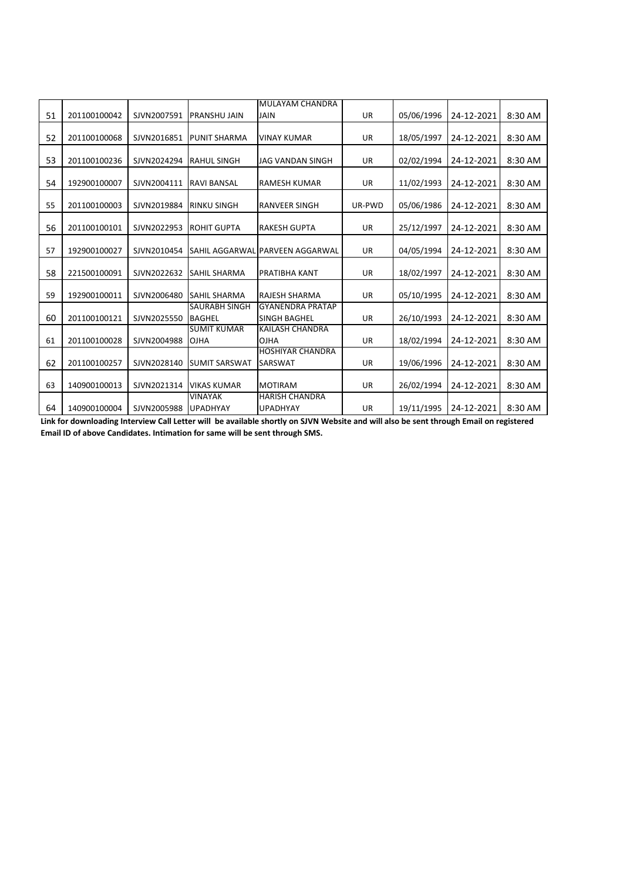| | | | | | | | | |
|---|---|---|---|---|---|---|---|---|
| 51 | 201100100042 | SJVN2007591 | PRANSHU JAIN | MULAYAM CHANDRA JAIN | UR | 05/06/1996 | 24-12-2021 | 8:30 AM |
| 52 | 201100100068 | SJVN2016851 | PUNIT SHARMA | VINAY KUMAR | UR | 18/05/1997 | 24-12-2021 | 8:30 AM |
| 53 | 201100100236 | SJVN2024294 | RAHUL SINGH | JAG VANDAN SINGH | UR | 02/02/1994 | 24-12-2021 | 8:30 AM |
| 54 | 192900100007 | SJVN2004111 | RAVI BANSAL | RAMESH KUMAR | UR | 11/02/1993 | 24-12-2021 | 8:30 AM |
| 55 | 201100100003 | SJVN2019884 | RINKU SINGH | RANVEER SINGH | UR-PWD | 05/06/1986 | 24-12-2021 | 8:30 AM |
| 56 | 201100100101 | SJVN2022953 | ROHIT GUPTA | RAKESH GUPTA | UR | 25/12/1997 | 24-12-2021 | 8:30 AM |
| 57 | 192900100027 | SJVN2010454 | SAHIL AGGARWAL | PARVEEN AGGARWAL | UR | 04/05/1994 | 24-12-2021 | 8:30 AM |
| 58 | 221500100091 | SJVN2022632 | SAHIL SHARMA | PRATIBHA KANT | UR | 18/02/1997 | 24-12-2021 | 8:30 AM |
| 59 | 192900100011 | SJVN2006480 | SAHIL SHARMA | RAJESH SHARMA | UR | 05/10/1995 | 24-12-2021 | 8:30 AM |
| 60 | 201100100121 | SJVN2025550 | SAURABH SINGH BAGHEL | GYANENDRA PRATAP SINGH BAGHEL | UR | 26/10/1993 | 24-12-2021 | 8:30 AM |
| 61 | 201100100028 | SJVN2004988 | SUMIT KUMAR OJHA | KAILASH CHANDRA OJHA | UR | 18/02/1994 | 24-12-2021 | 8:30 AM |
| 62 | 201100100257 | SJVN2028140 | SUMIT SARSWAT | HOSHIYAR CHANDRA SARSWAT | UR | 19/06/1996 | 24-12-2021 | 8:30 AM |
| 63 | 140900100013 | SJVN2021314 | VIKAS KUMAR | MOTIRAM | UR | 26/02/1994 | 24-12-2021 | 8:30 AM |
| 64 | 140900100004 | SJVN2005988 | VINAYAK UPADHYAY | HARISH CHANDRA UPADHYAY | UR | 19/11/1995 | 24-12-2021 | 8:30 AM |

**Link for downloading Interview Call Letter will be available shortly on SJVN Website and will also be sent through Email on registered Email ID of above Candidates. Intimation for same will be sent through SMS.**